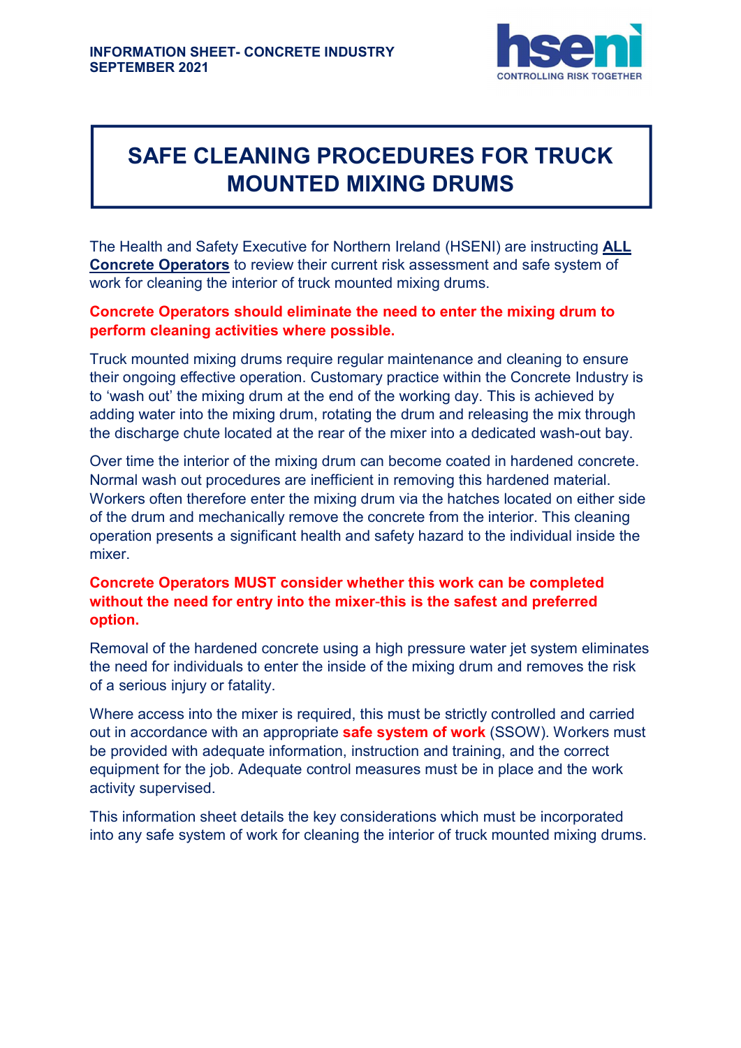**INFORMATION SHEET- CONCRETE INDUSTRY**
**SEPTEMBER 2021**

# SAFE CLEANING PROCEDURES FOR TRUCK MOUNTED MIXING DRUMS

The Health and Safety Executive for Northern Ireland (HSENI) are instructing **ALL Concrete Operators** to review their current risk assessment and safe system of work for cleaning the interior of truck mounted mixing drums.

**Concrete Operators should eliminate the need to enter the mixing drum to perform cleaning activities where possible.**

Truck mounted mixing drums require regular maintenance and cleaning to ensure their ongoing effective operation. Customary practice within the Concrete Industry is to 'wash out' the mixing drum at the end of the working day. This is achieved by adding water into the mixing drum, rotating the drum and releasing the mix through the discharge chute located at the rear of the mixer into a dedicated wash-out bay.

Over time the interior of the mixing drum can become coated in hardened concrete. Normal wash out procedures are inefficient in removing this hardened material. Workers often therefore enter the mixing drum via the hatches located on either side of the drum and mechanically remove the concrete from the interior. This cleaning operation presents a significant health and safety hazard to the individual inside the mixer.

**Concrete Operators MUST consider whether this work can be completed without the need for entry into the mixer-this is the safest and preferred option.**

Removal of the hardened concrete using a high pressure water jet system eliminates the need for individuals to enter the inside of the mixing drum and removes the risk of a serious injury or fatality.

Where access into the mixer is required, this must be strictly controlled and carried out in accordance with an appropriate **safe system of work** (SSOW). Workers must be provided with adequate information, instruction and training, and the correct equipment for the job. Adequate control measures must be in place and the work activity supervised.

This information sheet details the key considerations which must be incorporated into any safe system of work for cleaning the interior of truck mounted mixing drums.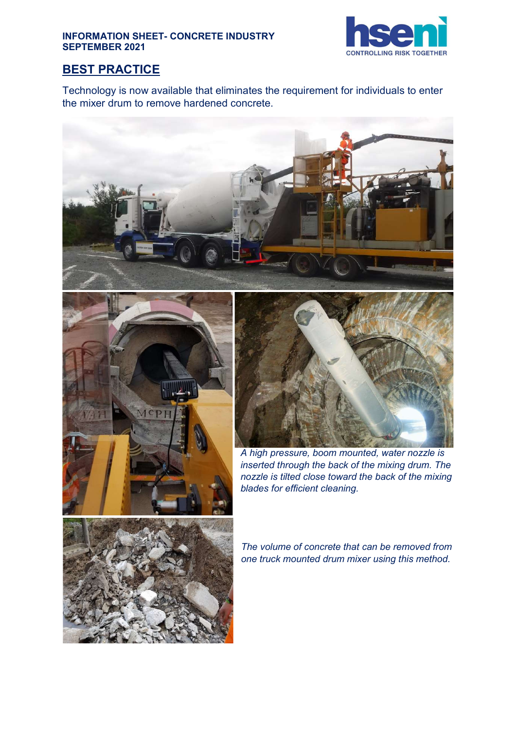## BEST PRACTICE

Technology is now available that eliminates the requirement for individuals to enter the mixer drum to remove hardened concrete.

*A high pressure, boom mounted, water nozzle is inserted through the back of the mixing drum. The nozzle is tilted close toward the back of the mixing blades for efficient cleaning.*

*The volume of concrete that can be removed from one truck mounted drum mixer using this method.*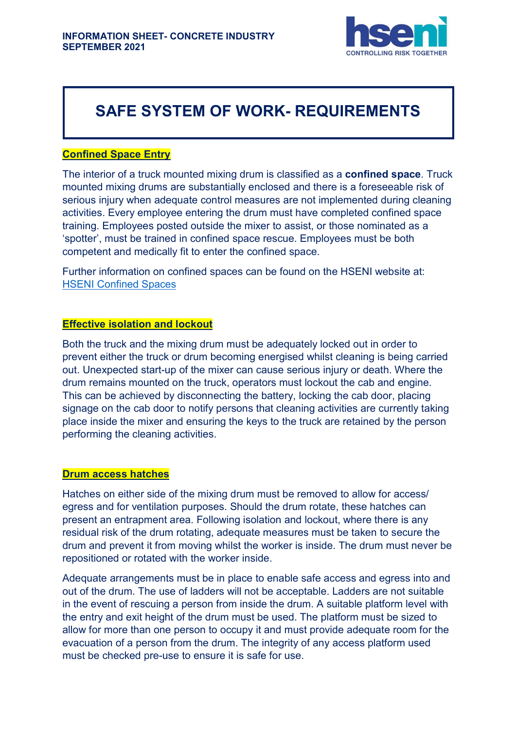# SAFE SYSTEM OF WORK- REQUIREMENTS

## Confined Space Entry

The interior of a truck mounted mixing drum is classified as a **confined space**. Truck mounted mixing drums are substantially enclosed and there is a foreseeable risk of serious injury when adequate control measures are not implemented during cleaning activities. Every employee entering the drum must have completed confined space training. Employees posted outside the mixer to assist, or those nominated as a 'spotter', must be trained in confined space rescue. Employees must be both competent and medically fit to enter the confined space.

Further information on confined spaces can be found on the HSENI website at: HSENI Confined Spaces

## Effective isolation and lockout

Both the truck and the mixing drum must be adequately locked out in order to prevent either the truck or drum becoming energised whilst cleaning is being carried out. Unexpected start-up of the mixer can cause serious injury or death. Where the drum remains mounted on the truck, operators must lockout the cab and engine. This can be achieved by disconnecting the battery, locking the cab door, placing signage on the cab door to notify persons that cleaning activities are currently taking place inside the mixer and ensuring the keys to the truck are retained by the person performing the cleaning activities.

## Drum access hatches

Hatches on either side of the mixing drum must be removed to allow for access/ egress and for ventilation purposes. Should the drum rotate, these hatches can present an entrapment area. Following isolation and lockout, where there is any residual risk of the drum rotating, adequate measures must be taken to secure the drum and prevent it from moving whilst the worker is inside. The drum must never be repositioned or rotated with the worker inside.

Adequate arrangements must be in place to enable safe access and egress into and out of the drum. The use of ladders will not be acceptable. Ladders are not suitable in the event of rescuing a person from inside the drum. A suitable platform level with the entry and exit height of the drum must be used. The platform must be sized to allow for more than one person to occupy it and must provide adequate room for the evacuation of a person from the drum. The integrity of any access platform used must be checked pre-use to ensure it is safe for use.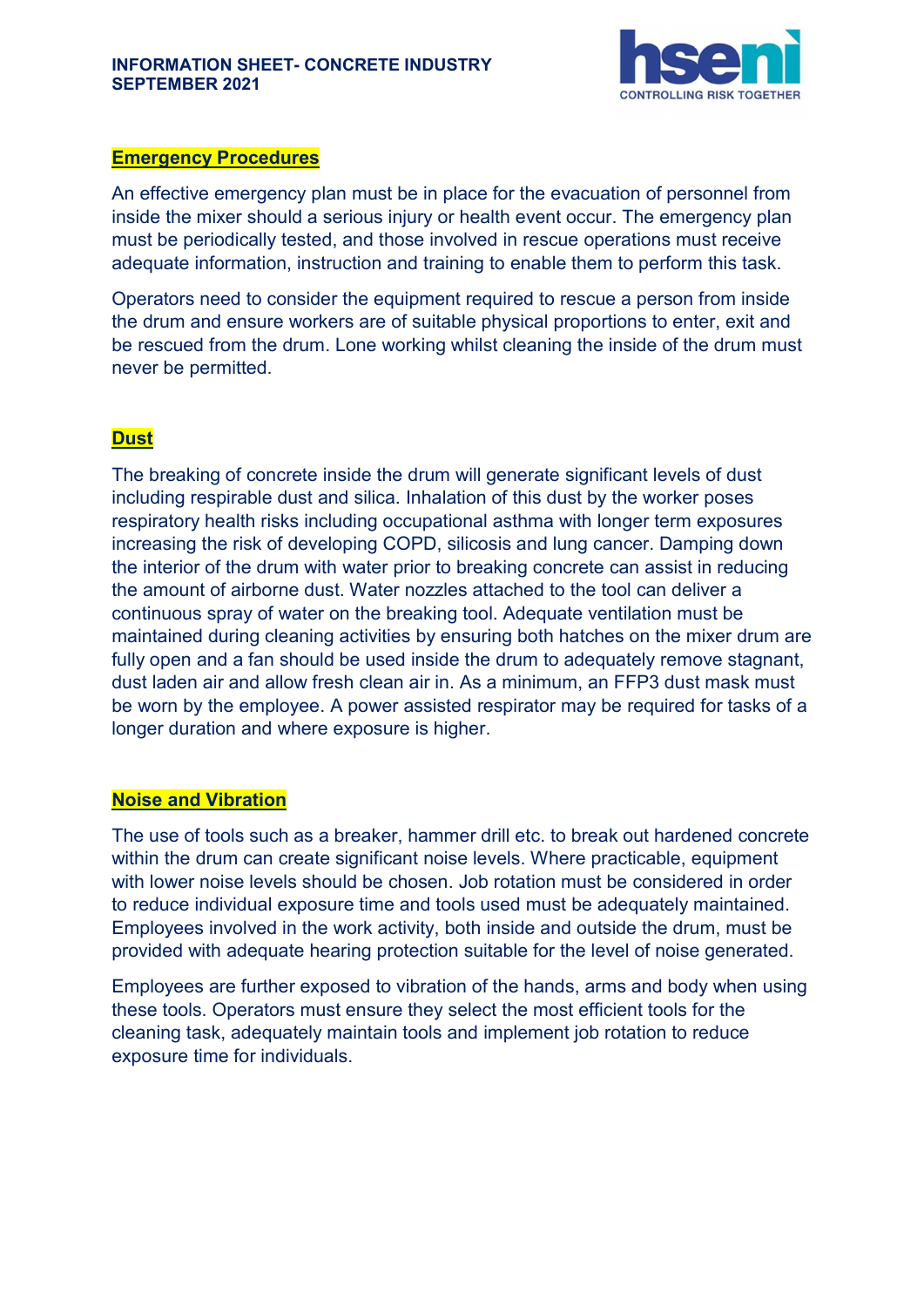## Emergency Procedures

An effective emergency plan must be in place for the evacuation of personnel from inside the mixer should a serious injury or health event occur. The emergency plan must be periodically tested, and those involved in rescue operations must receive adequate information, instruction and training to enable them to perform this task.

Operators need to consider the equipment required to rescue a person from inside the drum and ensure workers are of suitable physical proportions to enter, exit and be rescued from the drum. Lone working whilst cleaning the inside of the drum must never be permitted.

## Dust

The breaking of concrete inside the drum will generate significant levels of dust including respirable dust and silica. Inhalation of this dust by the worker poses respiratory health risks including occupational asthma with longer term exposures increasing the risk of developing COPD, silicosis and lung cancer. Damping down the interior of the drum with water prior to breaking concrete can assist in reducing the amount of airborne dust. Water nozzles attached to the tool can deliver a continuous spray of water on the breaking tool. Adequate ventilation must be maintained during cleaning activities by ensuring both hatches on the mixer drum are fully open and a fan should be used inside the drum to adequately remove stagnant, dust laden air and allow fresh clean air in. As a minimum, an FFP3 dust mask must be worn by the employee. A power assisted respirator may be required for tasks of a longer duration and where exposure is higher.

## Noise and Vibration

The use of tools such as a breaker, hammer drill etc. to break out hardened concrete within the drum can create significant noise levels. Where practicable, equipment with lower noise levels should be chosen. Job rotation must be considered in order to reduce individual exposure time and tools used must be adequately maintained. Employees involved in the work activity, both inside and outside the drum, must be provided with adequate hearing protection suitable for the level of noise generated.

Employees are further exposed to vibration of the hands, arms and body when using these tools. Operators must ensure they select the most efficient tools for the cleaning task, adequately maintain tools and implement job rotation to reduce exposure time for individuals.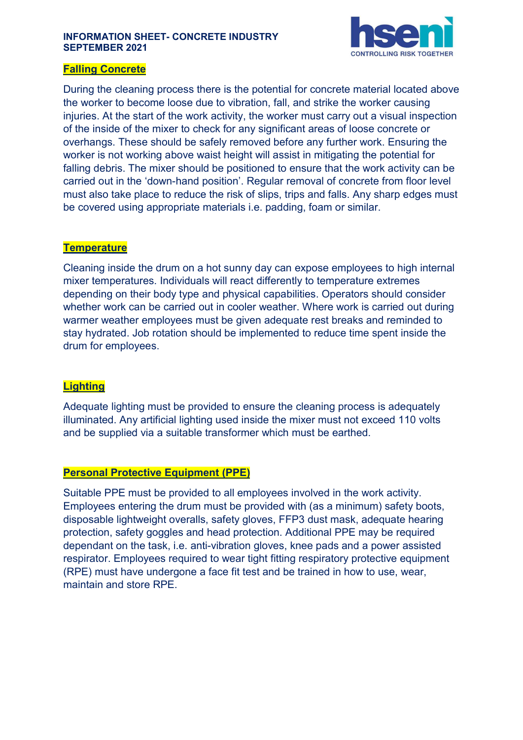## Falling Concrete

During the cleaning process there is the potential for concrete material located above the worker to become loose due to vibration, fall, and strike the worker causing injuries. At the start of the work activity, the worker must carry out a visual inspection of the inside of the mixer to check for any significant areas of loose concrete or overhangs. These should be safely removed before any further work. Ensuring the worker is not working above waist height will assist in mitigating the potential for falling debris. The mixer should be positioned to ensure that the work activity can be carried out in the 'down-hand position'. Regular removal of concrete from floor level must also take place to reduce the risk of slips, trips and falls. Any sharp edges must be covered using appropriate materials i.e. padding, foam or similar.

## Temperature

Cleaning inside the drum on a hot sunny day can expose employees to high internal mixer temperatures. Individuals will react differently to temperature extremes depending on their body type and physical capabilities. Operators should consider whether work can be carried out in cooler weather. Where work is carried out during warmer weather employees must be given adequate rest breaks and reminded to stay hydrated. Job rotation should be implemented to reduce time spent inside the drum for employees.

## Lighting

Adequate lighting must be provided to ensure the cleaning process is adequately illuminated. Any artificial lighting used inside the mixer must not exceed 110 volts and be supplied via a suitable transformer which must be earthed.

## Personal Protective Equipment (PPE)

Suitable PPE must be provided to all employees involved in the work activity. Employees entering the drum must be provided with (as a minimum) safety boots, disposable lightweight overalls, safety gloves, FFP3 dust mask, adequate hearing protection, safety goggles and head protection. Additional PPE may be required dependant on the task, i.e. anti-vibration gloves, knee pads and a power assisted respirator. Employees required to wear tight fitting respiratory protective equipment (RPE) must have undergone a face fit test and be trained in how to use, wear, maintain and store RPE.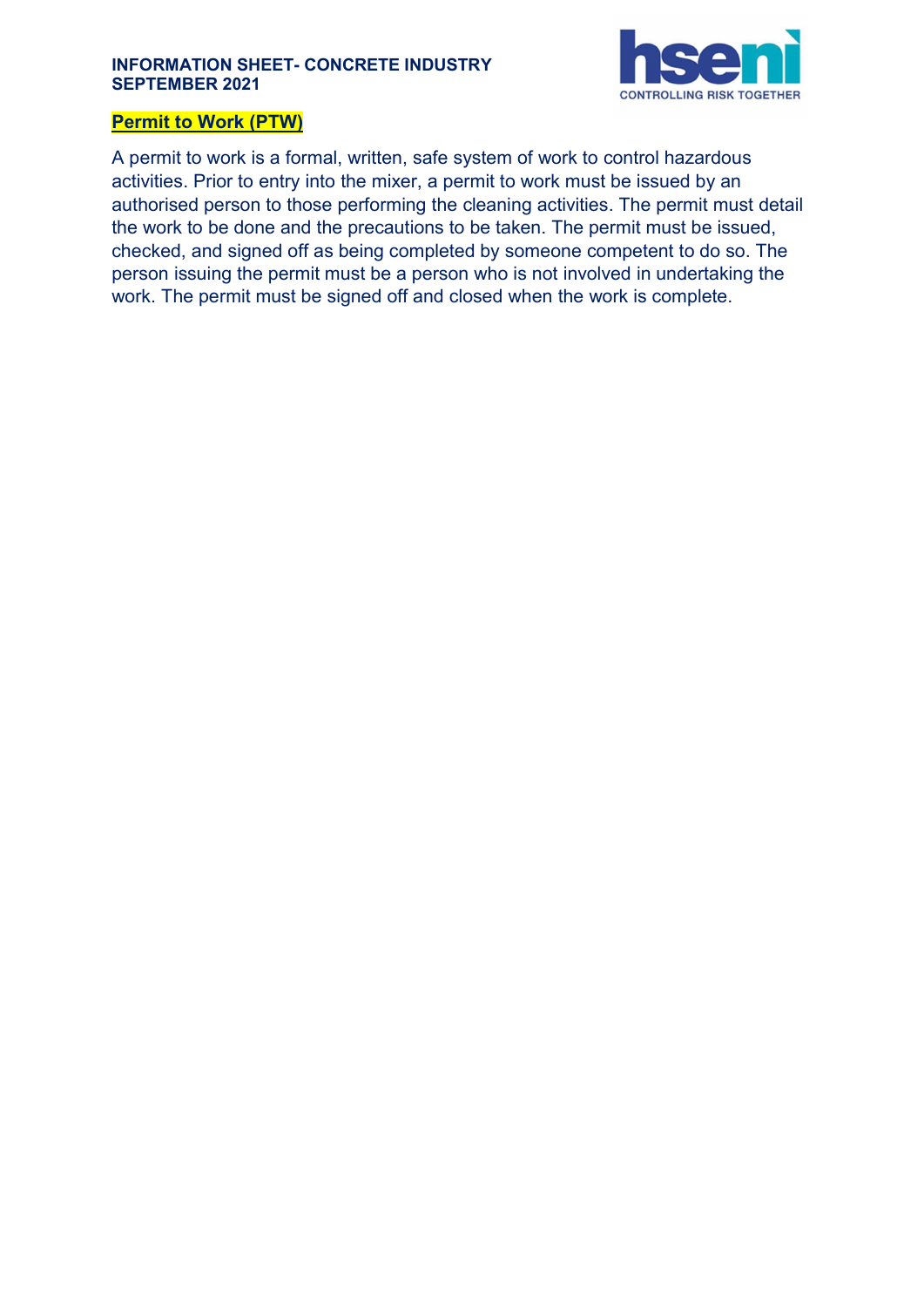## Permit to Work (PTW)

A permit to work is a formal, written, safe system of work to control hazardous activities. Prior to entry into the mixer, a permit to work must be issued by an authorised person to those performing the cleaning activities. The permit must detail the work to be done and the precautions to be taken. The permit must be issued, checked, and signed off as being completed by someone competent to do so. The person issuing the permit must be a person who is not involved in undertaking the work. The permit must be signed off and closed when the work is complete.